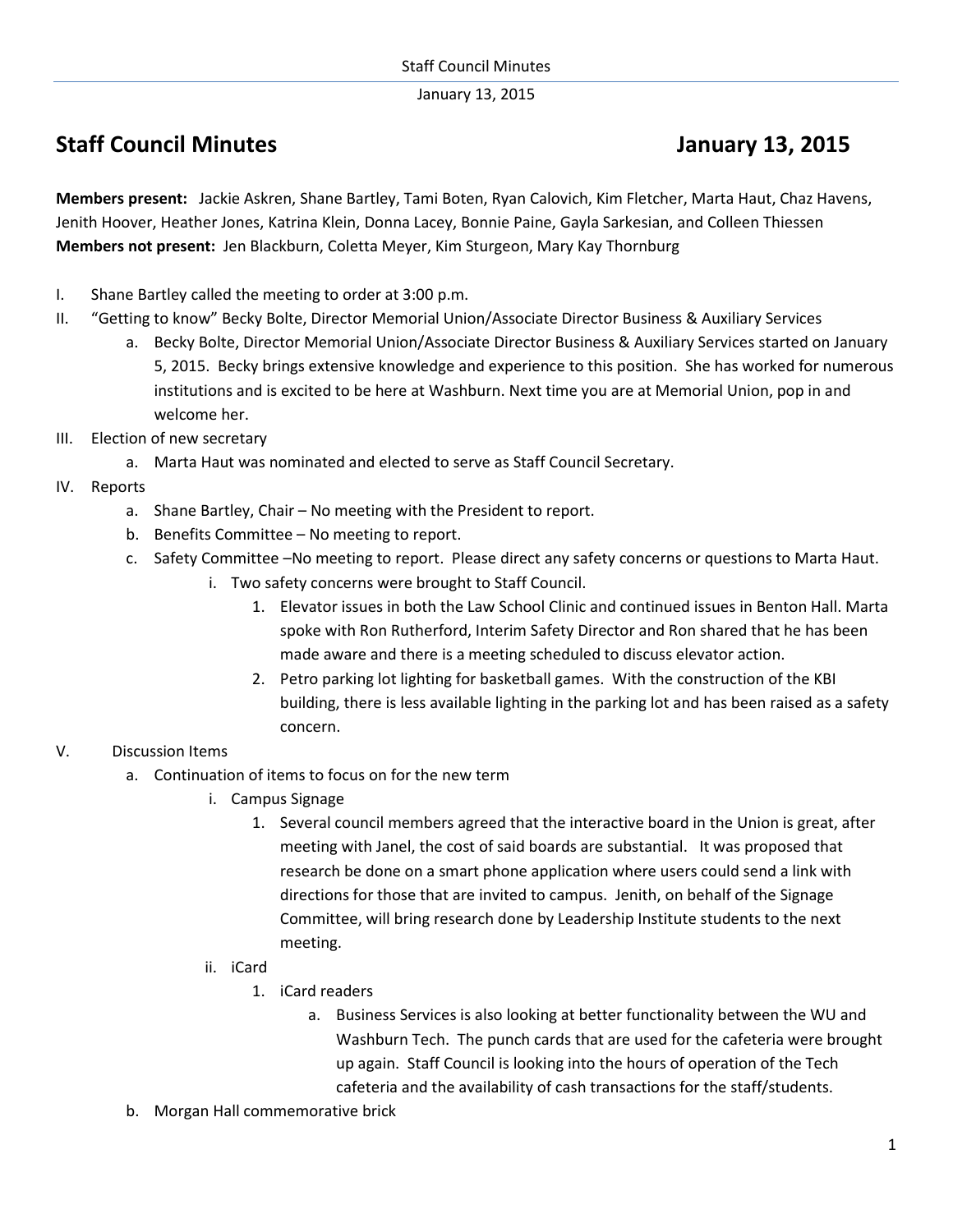# Staff Council Minutes January 13, 2015

**Members present:** Jackie Askren, Shane Bartley, Tami Boten, Ryan Calovich, Kim Fletcher, Marta Haut, Chaz Havens, Jenith Hoover, Heather Jones, Katrina Klein, Donna Lacey, Bonnie Paine, Gayla Sarkesian, and Colleen Thiessen
**Members not present:** Jen Blackburn, Coletta Meyer, Kim Sturgeon, Mary Kay Thornburg

I. Shane Bartley called the meeting to order at 3:00 p.m.

II. "Getting to know" Becky Bolte, Director Memorial Union/Associate Director Business & Auxiliary Services
   a. Becky Bolte, Director Memorial Union/Associate Director Business & Auxiliary Services started on January 5, 2015. Becky brings extensive knowledge and experience to this position. She has worked for numerous institutions and is excited to be here at Washburn. Next time you are at Memorial Union, pop in and welcome her.

III. Election of new secretary
   a. Marta Haut was nominated and elected to serve as Staff Council Secretary.

IV. Reports
   a. Shane Bartley, Chair – No meeting with the President to report.
   b. Benefits Committee – No meeting to report.
   c. Safety Committee –No meeting to report. Please direct any safety concerns or questions to Marta Haut.
      i. Two safety concerns were brought to Staff Council.
         1. Elevator issues in both the Law School Clinic and continued issues in Benton Hall. Marta spoke with Ron Rutherford, Interim Safety Director and Ron shared that he has been made aware and there is a meeting scheduled to discuss elevator action.
         2. Petro parking lot lighting for basketball games. With the construction of the KBI building, there is less available lighting in the parking lot and has been raised as a safety concern.

V. Discussion Items
   a. Continuation of items to focus on for the new term
      i. Campus Signage
         1. Several council members agreed that the interactive board in the Union is great, after meeting with Janel, the cost of said boards are substantial. It was proposed that research be done on a smart phone application where users could send a link with directions for those that are invited to campus. Jenith, on behalf of the Signage Committee, will bring research done by Leadership Institute students to the next meeting.
      ii. iCard
         1. iCard readers
            a. Business Services is also looking at better functionality between the WU and Washburn Tech. The punch cards that are used for the cafeteria were brought up again. Staff Council is looking into the hours of operation of the Tech cafeteria and the availability of cash transactions for the staff/students.
   b. Morgan Hall commemorative brick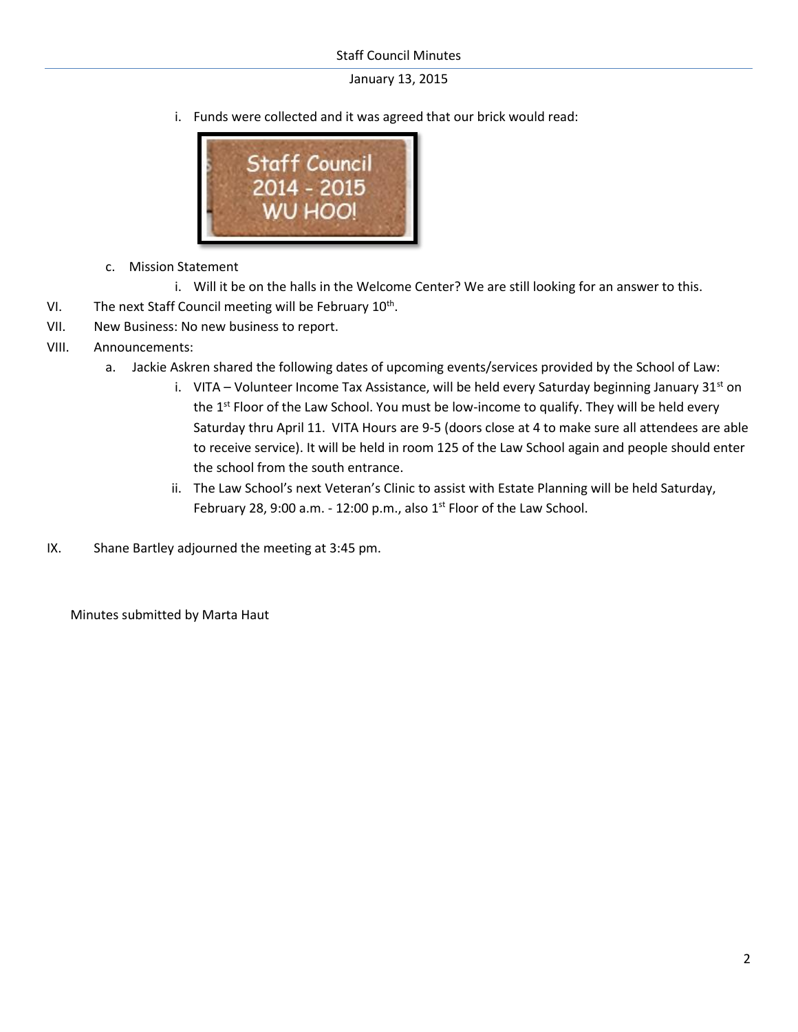i. Funds were collected and it was agreed that our brick would read:

Staff Council
2014 - 2015
WU HOO!

c. Mission Statement
   i. Will it be on the halls in the Welcome Center? We are still looking for an answer to this.

VI. The next Staff Council meeting will be February 10th.

VII. New Business: No new business to report.

VIII. Announcements:

a. Jackie Askren shared the following dates of upcoming events/services provided by the School of Law:
   i. VITA – Volunteer Income Tax Assistance, will be held every Saturday beginning January 31st on the 1st Floor of the Law School. You must be low-income to qualify. They will be held every Saturday thru April 11. VITA Hours are 9-5 (doors close at 4 to make sure all attendees are able to receive service). It will be held in room 125 of the Law School again and people should enter the school from the south entrance.
   ii. The Law School's next Veteran's Clinic to assist with Estate Planning will be held Saturday, February 28, 9:00 a.m. - 12:00 p.m., also 1st Floor of the Law School.

IX. Shane Bartley adjourned the meeting at 3:45 pm.

Minutes submitted by Marta Haut